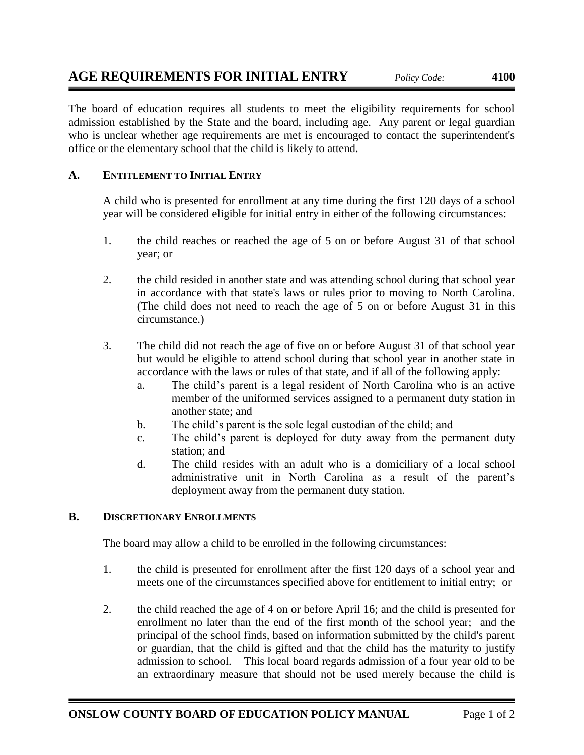# AGE REQUIREMENTS FOR INITIAL ENTRY

*Policy Code:* **4100**

The board of education requires all students to meet the eligibility requirements for school admission established by the State and the board, including age. Any parent or legal guardian who is unclear whether age requirements are met is encouraged to contact the superintendent's office or the elementary school that the child is likely to attend.

## A. ENTITLEMENT TO INITIAL ENTRY

A child who is presented for enrollment at any time during the first 120 days of a school year will be considered eligible for initial entry in either of the following circumstances:

1. the child reaches or reached the age of 5 on or before August 31 of that school year; or

2. the child resided in another state and was attending school during that school year in accordance with that state's laws or rules prior to moving to North Carolina. (The child does not need to reach the age of 5 on or before August 31 in this circumstance.)

3. The child did not reach the age of five on or before August 31 of that school year but would be eligible to attend school during that school year in another state in accordance with the laws or rules of that state, and if all of the following apply:
   a. The child's parent is a legal resident of North Carolina who is an active member of the uniformed services assigned to a permanent duty station in another state; and
   b. The child's parent is the sole legal custodian of the child; and
   c. The child's parent is deployed for duty away from the permanent duty station; and
   d. The child resides with an adult who is a domiciliary of a local school administrative unit in North Carolina as a result of the parent's deployment away from the permanent duty station.

## B. DISCRETIONARY ENROLLMENTS

The board may allow a child to be enrolled in the following circumstances:

1. the child is presented for enrollment after the first 120 days of a school year and meets one of the circumstances specified above for entitlement to initial entry; or

2. the child reached the age of 4 on or before April 16; and the child is presented for enrollment no later than the end of the first month of the school year; and the principal of the school finds, based on information submitted by the child's parent or guardian, that the child is gifted and that the child has the maturity to justify admission to school. This local board regards admission of a four year old to be an extraordinary measure that should not be used merely because the child is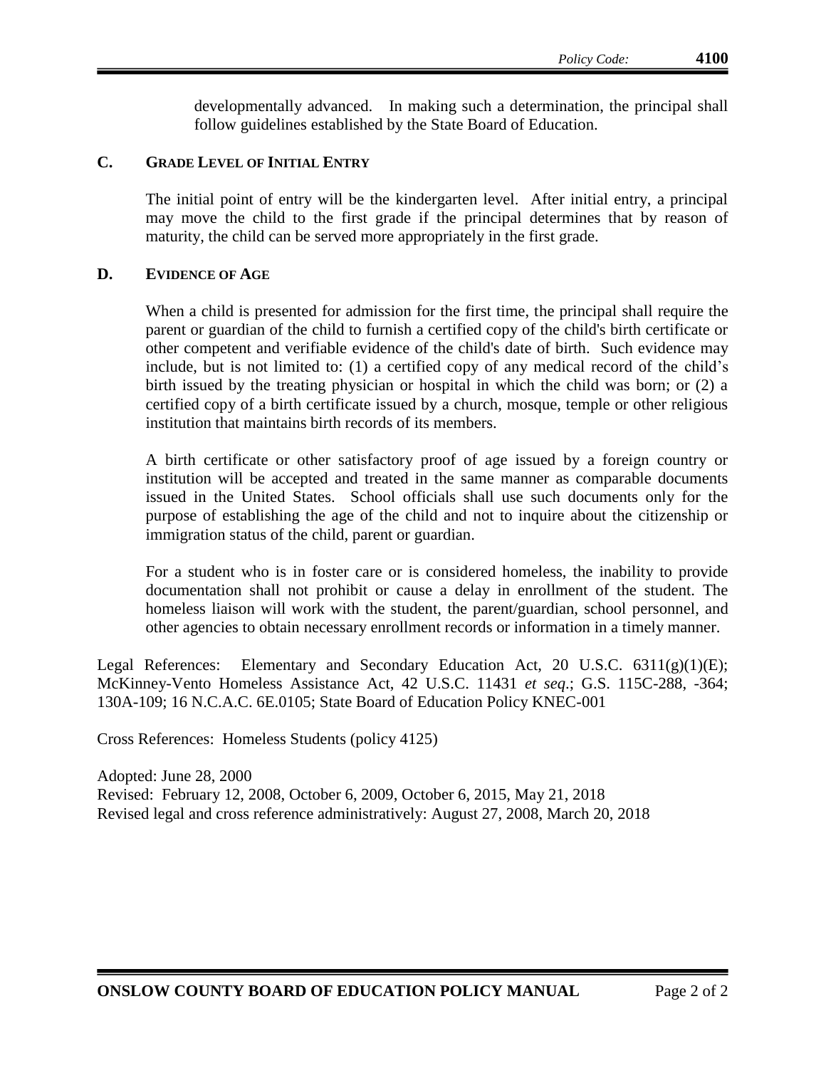developmentally advanced. In making such a determination, the principal shall follow guidelines established by the State Board of Education.

## C. GRADE LEVEL OF INITIAL ENTRY

The initial point of entry will be the kindergarten level. After initial entry, a principal may move the child to the first grade if the principal determines that by reason of maturity, the child can be served more appropriately in the first grade.

## D. EVIDENCE OF AGE

When a child is presented for admission for the first time, the principal shall require the parent or guardian of the child to furnish a certified copy of the child's birth certificate or other competent and verifiable evidence of the child's date of birth. Such evidence may include, but is not limited to: (1) a certified copy of any medical record of the child's birth issued by the treating physician or hospital in which the child was born; or (2) a certified copy of a birth certificate issued by a church, mosque, temple or other religious institution that maintains birth records of its members.

A birth certificate or other satisfactory proof of age issued by a foreign country or institution will be accepted and treated in the same manner as comparable documents issued in the United States. School officials shall use such documents only for the purpose of establishing the age of the child and not to inquire about the citizenship or immigration status of the child, parent or guardian.

For a student who is in foster care or is considered homeless, the inability to provide documentation shall not prohibit or cause a delay in enrollment of the student. The homeless liaison will work with the student, the parent/guardian, school personnel, and other agencies to obtain necessary enrollment records or information in a timely manner.

Legal References: Elementary and Secondary Education Act, 20 U.S.C. 6311(g)(1)(E); McKinney-Vento Homeless Assistance Act, 42 U.S.C. 11431 *et seq.*; G.S. 115C-288, -364; 130A-109; 16 N.C.A.C. 6E.0105; State Board of Education Policy KNEC-001

Cross References: Homeless Students (policy 4125)

Adopted: June 28, 2000

Revised: February 12, 2008, October 6, 2009, October 6, 2015, May 21, 2018

Revised legal and cross reference administratively: August 27, 2008, March 20, 2018